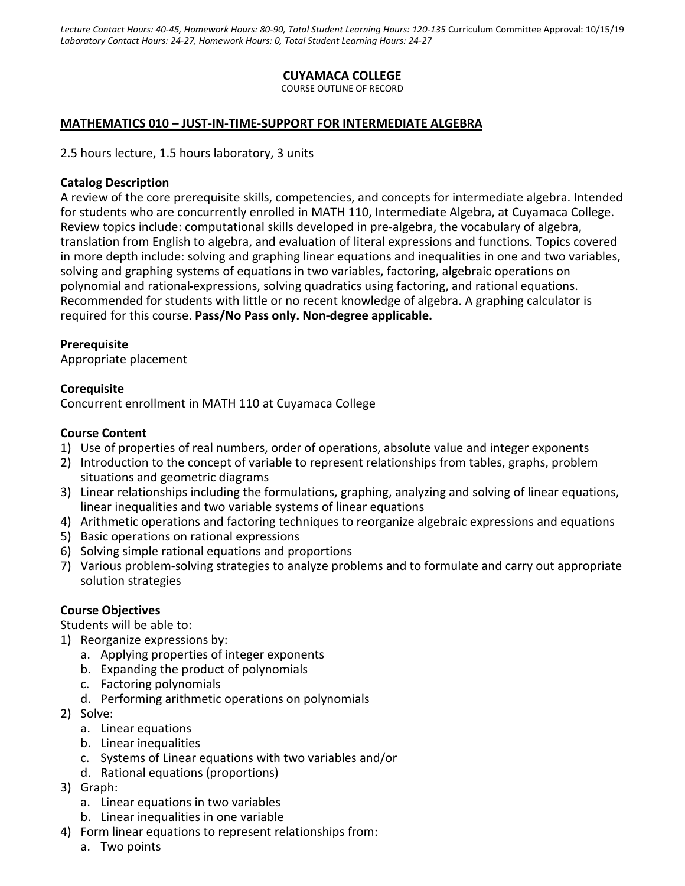*Lecture Contact Hours: 40-45, Homework Hours: 80-90, Total Student Learning Hours: 120-135* Curriculum Committee Approval: 10/15/19
*Laboratory Contact Hours: 24-27, Homework Hours: 0, Total Student Learning Hours: 24-27*

**CUYAMACA COLLEGE**

COURSE OUTLINE OF RECORD

**MATHEMATICS 010 – JUST-IN-TIME-SUPPORT FOR INTERMEDIATE ALGEBRA**

2.5 hours lecture, 1.5 hours laboratory, 3 units

**Catalog Description**

A review of the core prerequisite skills, competencies, and concepts for intermediate algebra. Intended for students who are concurrently enrolled in MATH 110, Intermediate Algebra, at Cuyamaca College. Review topics include: computational skills developed in pre-algebra, the vocabulary of algebra, translation from English to algebra, and evaluation of literal expressions and functions. Topics covered in more depth include: solving and graphing linear equations and inequalities in one and two variables, solving and graphing systems of equations in two variables, factoring, algebraic operations on polynomial and rational-expressions, solving quadratics using factoring, and rational equations. Recommended for students with little or no recent knowledge of algebra. A graphing calculator is required for this course. **Pass/No Pass only. Non-degree applicable.**

**Prerequisite**

Appropriate placement

**Corequisite**

Concurrent enrollment in MATH 110 at Cuyamaca College

**Course Content**

1) Use of properties of real numbers, order of operations, absolute value and integer exponents
2) Introduction to the concept of variable to represent relationships from tables, graphs, problem situations and geometric diagrams
3) Linear relationships including the formulations, graphing, analyzing and solving of linear equations, linear inequalities and two variable systems of linear equations
4) Arithmetic operations and factoring techniques to reorganize algebraic expressions and equations
5) Basic operations on rational expressions
6) Solving simple rational equations and proportions
7) Various problem-solving strategies to analyze problems and to formulate and carry out appropriate solution strategies

**Course Objectives**

Students will be able to:

1) Reorganize expressions by:
   a. Applying properties of integer exponents
   b. Expanding the product of polynomials
   c. Factoring polynomials
   d. Performing arithmetic operations on polynomials
2) Solve:
   a. Linear equations
   b. Linear inequalities
   c. Systems of Linear equations with two variables and/or
   d. Rational equations (proportions)
3) Graph:
   a. Linear equations in two variables
   b. Linear inequalities in one variable
4) Form linear equations to represent relationships from:
   a. Two points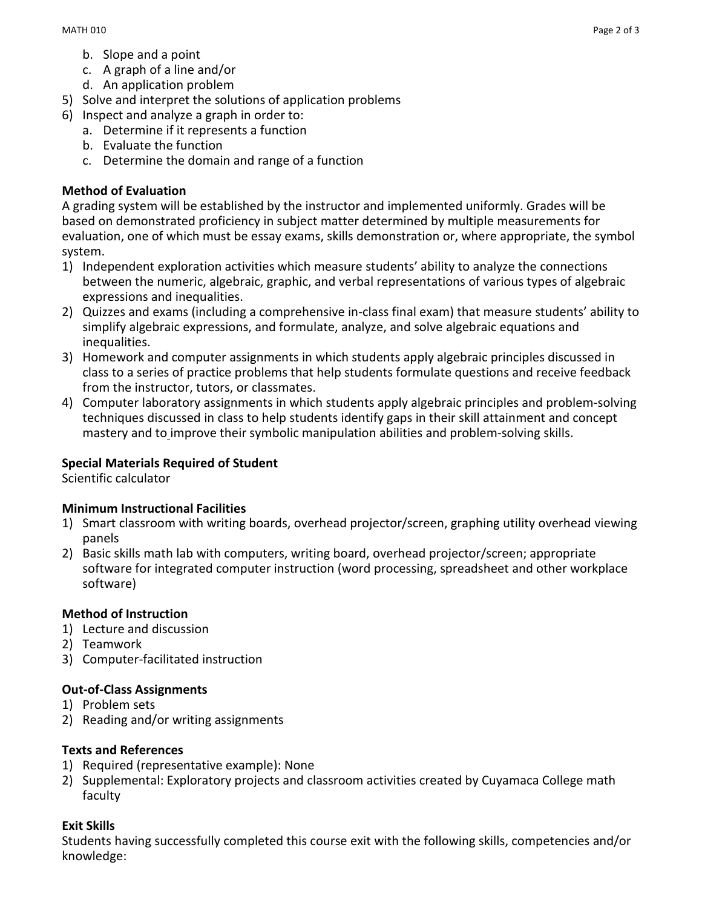b. Slope and a point
   c. A graph of a line and/or
   d. An application problem
5) Solve and interpret the solutions of application problems
6) Inspect and analyze a graph in order to:
   a. Determine if it represents a function
   b. Evaluate the function
   c. Determine the domain and range of a function

**Method of Evaluation**

A grading system will be established by the instructor and implemented uniformly. Grades will be based on demonstrated proficiency in subject matter determined by multiple measurements for evaluation, one of which must be essay exams, skills demonstration or, where appropriate, the symbol system.

1) Independent exploration activities which measure students' ability to analyze the connections between the numeric, algebraic, graphic, and verbal representations of various types of algebraic expressions and inequalities.
2) Quizzes and exams (including a comprehensive in-class final exam) that measure students' ability to simplify algebraic expressions, and formulate, analyze, and solve algebraic equations and inequalities.
3) Homework and computer assignments in which students apply algebraic principles discussed in class to a series of practice problems that help students formulate questions and receive feedback from the instructor, tutors, or classmates.
4) Computer laboratory assignments in which students apply algebraic principles and problem-solving techniques discussed in class to help students identify gaps in their skill attainment and concept mastery and to improve their symbolic manipulation abilities and problem-solving skills.

**Special Materials Required of Student**

Scientific calculator

**Minimum Instructional Facilities**

1) Smart classroom with writing boards, overhead projector/screen, graphing utility overhead viewing panels
2) Basic skills math lab with computers, writing board, overhead projector/screen; appropriate software for integrated computer instruction (word processing, spreadsheet and other workplace software)

**Method of Instruction**

1) Lecture and discussion
2) Teamwork
3) Computer-facilitated instruction

**Out-of-Class Assignments**

1) Problem sets
2) Reading and/or writing assignments

**Texts and References**

1) Required (representative example): None
2) Supplemental: Exploratory projects and classroom activities created by Cuyamaca College math faculty

**Exit Skills**

Students having successfully completed this course exit with the following skills, competencies and/or knowledge: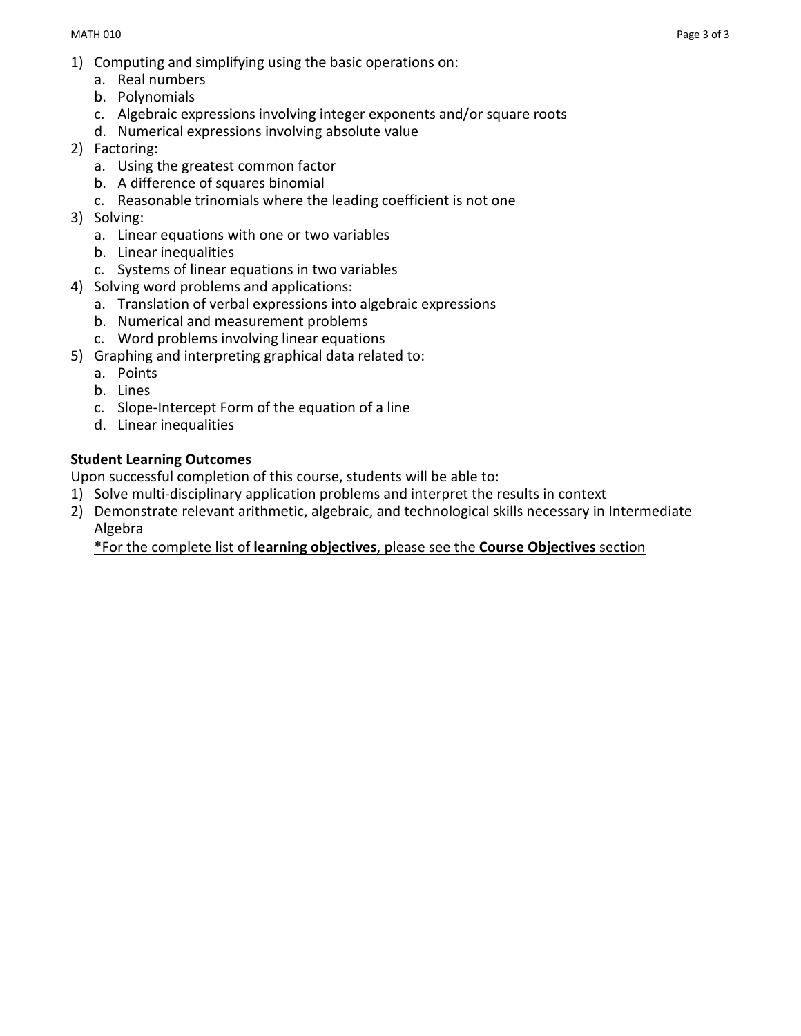1) Computing and simplifying using the basic operations on:
   a. Real numbers
   b. Polynomials
   c. Algebraic expressions involving integer exponents and/or square roots
   d. Numerical expressions involving absolute value
2) Factoring:
   a. Using the greatest common factor
   b. A difference of squares binomial
   c. Reasonable trinomials where the leading coefficient is not one
3) Solving:
   a. Linear equations with one or two variables
   b. Linear inequalities
   c. Systems of linear equations in two variables
4) Solving word problems and applications:
   a. Translation of verbal expressions into algebraic expressions
   b. Numerical and measurement problems
   c. Word problems involving linear equations
5) Graphing and interpreting graphical data related to:
   a. Points
   b. Lines
   c. Slope-Intercept Form of the equation of a line
   d. Linear inequalities

**Student Learning Outcomes**

Upon successful completion of this course, students will be able to:

1) Solve multi-disciplinary application problems and interpret the results in context
2) Demonstrate relevant arithmetic, algebraic, and technological skills necessary in Intermediate Algebra

   *For the complete list of **learning objectives**, please see the **Course Objectives** section